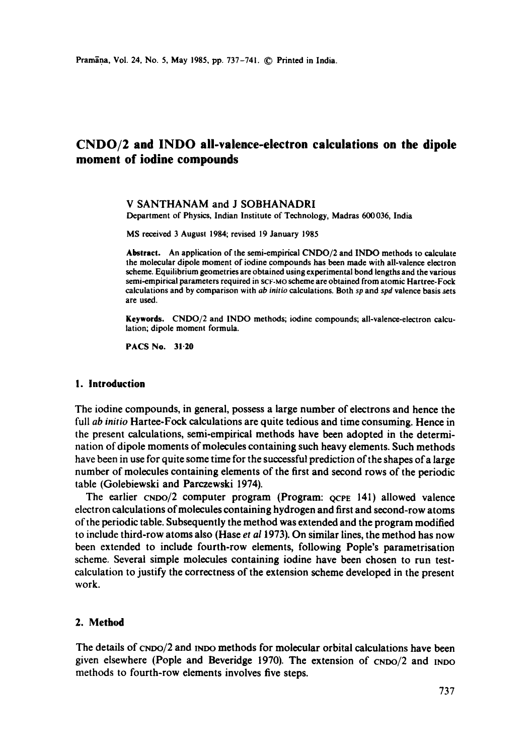# CNDO/2 and INDO all-valence-electron calculations on the dipole moment of iodine compounds

V SANTHANAM and J SOBHANADRI

Department of Physics, Indian Institute of Technology, Madras 600036, India

MS received 3 August 1984; revised 19 January 1985

**Abstract.** An application of the semi-empirical CNDO/2 and INDO methods to calculate the molecular dipole moment of iodine compounds has been made with all-valence electron scheme. Equilibrium geometries are obtained using experimental bond lengths and the various semi-empirical parameters required in SCF-MO scheme are obtained from atomic Hartree-Fock calculations and by comparison with *ab initio* calculations. Both *sp* and *spd* valence basis sets are used.

**Keywords.** CNDO/2 and INDO methods; iodine compounds; all-valence-electron calculation; dipole moment formula.

**PACS No.** 31·20

## 1. Introduction

The iodine compounds, in general, possess a large number of electrons and hence the full *ab initio* Hartee-Fock calculations are quite tedious and time consuming. Hence in the present calculations, semi-empirical methods have been adopted in the determination of dipole moments of molecules containing such heavy elements. Such methods have been in use for quite some time for the successful prediction of the shapes of a large number of molecules containing elements of the first and second rows of the periodic table (Golebiewski and Parczewski 1974).

The earlier CNDO/2 computer program (Program: QCPE 141) allowed valence electron calculations of molecules containing hydrogen and first and second-row atoms of the periodic table. Subsequently the method was extended and the program modified to include third-row atoms also (Hase *et al* 1973). On similar lines, the method has now been extended to include fourth-row elements, following Pople's parametrisation scheme. Several simple molecules containing iodine have been chosen to run test-calculation to justify the correctness of the extension scheme developed in the present work.

## 2. Method

The details of CNDO/2 and INDO methods for molecular orbital calculations have been given elsewhere (Pople and Beveridge 1970). The extension of CNDO/2 and INDO methods to fourth-row elements involves five steps.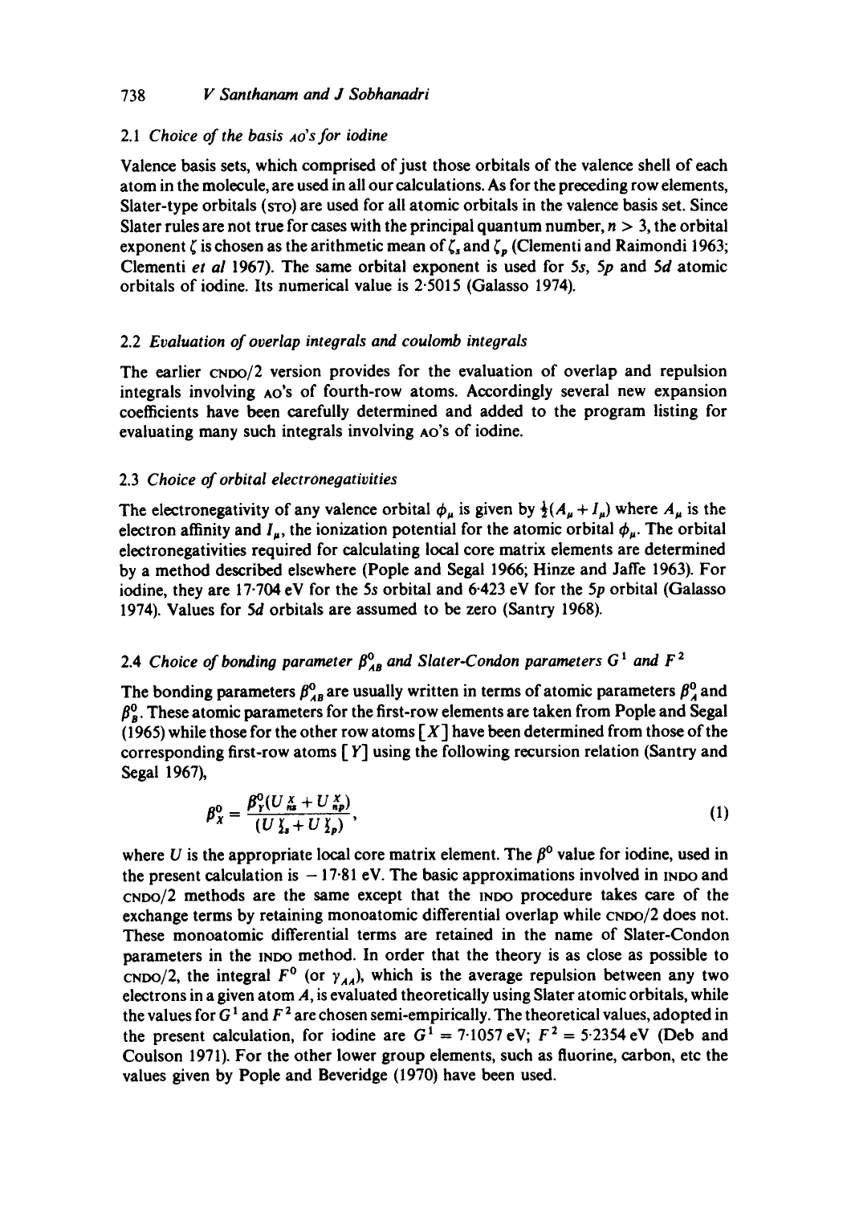### 2.1 *Choice of the basis* AO's *for iodine*

Valence basis sets, which comprised of just those orbitals of the valence shell of each atom in the molecule, are used in all our calculations. As for the preceding row elements, Slater-type orbitals (STO) are used for all atomic orbitals in the valence basis set. Since Slater rules are not true for cases with the principal quantum number, $n > 3$, the orbital exponent $\zeta$ is chosen as the arithmetic mean of $\zeta_s$ and $\zeta_p$ (Clementi and Raimondi 1963; Clementi *et al* 1967). The same orbital exponent is used for $5s$, $5p$ and $5d$ atomic orbitals of iodine. Its numerical value is 2·5015 (Galasso 1974).

### 2.2 *Evaluation of overlap integrals and coulomb integrals*

The earlier CNDO/2 version provides for the evaluation of overlap and repulsion integrals involving AO's of fourth-row atoms. Accordingly several new expansion coefficients have been carefully determined and added to the program listing for evaluating many such integrals involving AO's of iodine.

### 2.3 *Choice of orbital electronegativities*

The electronegativity of any valence orbital $\phi_\mu$ is given by $\frac{1}{2}(A_\mu + I_\mu)$ where $A_\mu$ is the electron affinity and $I_\mu$, the ionization potential for the atomic orbital $\phi_\mu$. The orbital electronegativities required for calculating local core matrix elements are determined by a method described elsewhere (Pople and Segal 1966; Hinze and Jaffe 1963). For iodine, they are 17·704 eV for the $5s$ orbital and 6·423 eV for the $5p$ orbital (Galasso 1974). Values for $5d$ orbitals are assumed to be zero (Santry 1968).

### 2.4 *Choice of bonding parameter $\beta^0_{AB}$ and Slater-Condon parameters $G^1$ and $F^2$*

The bonding parameters $\beta^0_{AB}$ are usually written in terms of atomic parameters $\beta^0_A$ and $\beta^0_B$. These atomic parameters for the first-row elements are taken from Pople and Segal (1965) while those for the other row atoms [$X$] have been determined from those of the corresponding first-row atoms [$Y$] using the following recursion relation (Santry and Segal 1967),

$$\beta^0_X = \frac{\beta^0_Y(U^X_{ns} + U^X_{np})}{(U^Y_{2s} + U^Y_{2p})}, \tag{1}$$

where $U$ is the appropriate local core matrix element. The $\beta^0$ value for iodine, used in the present calculation is $-17·81$ eV. The basic approximations involved in INDO and CNDO/2 methods are the same except that the INDO procedure takes care of the exchange terms by retaining monoatomic differential overlap while CNDO/2 does not. These monoatomic differential terms are retained in the name of Slater-Condon parameters in the INDO method. In order that the theory is as close as possible to CNDO/2, the integral $F^0$ (or $\gamma_{AA}$), which is the average repulsion between any two electrons in a given atom $A$, is evaluated theoretically using Slater atomic orbitals, while the values for $G^1$ and $F^2$ are chosen semi-empirically. The theoretical values, adopted in the present calculation, for iodine are $G^1 = 7·1057$ eV; $F^2 = 5·2354$ eV (Deb and Coulson 1971). For the other lower group elements, such as fluorine, carbon, etc the values given by Pople and Beveridge (1970) have been used.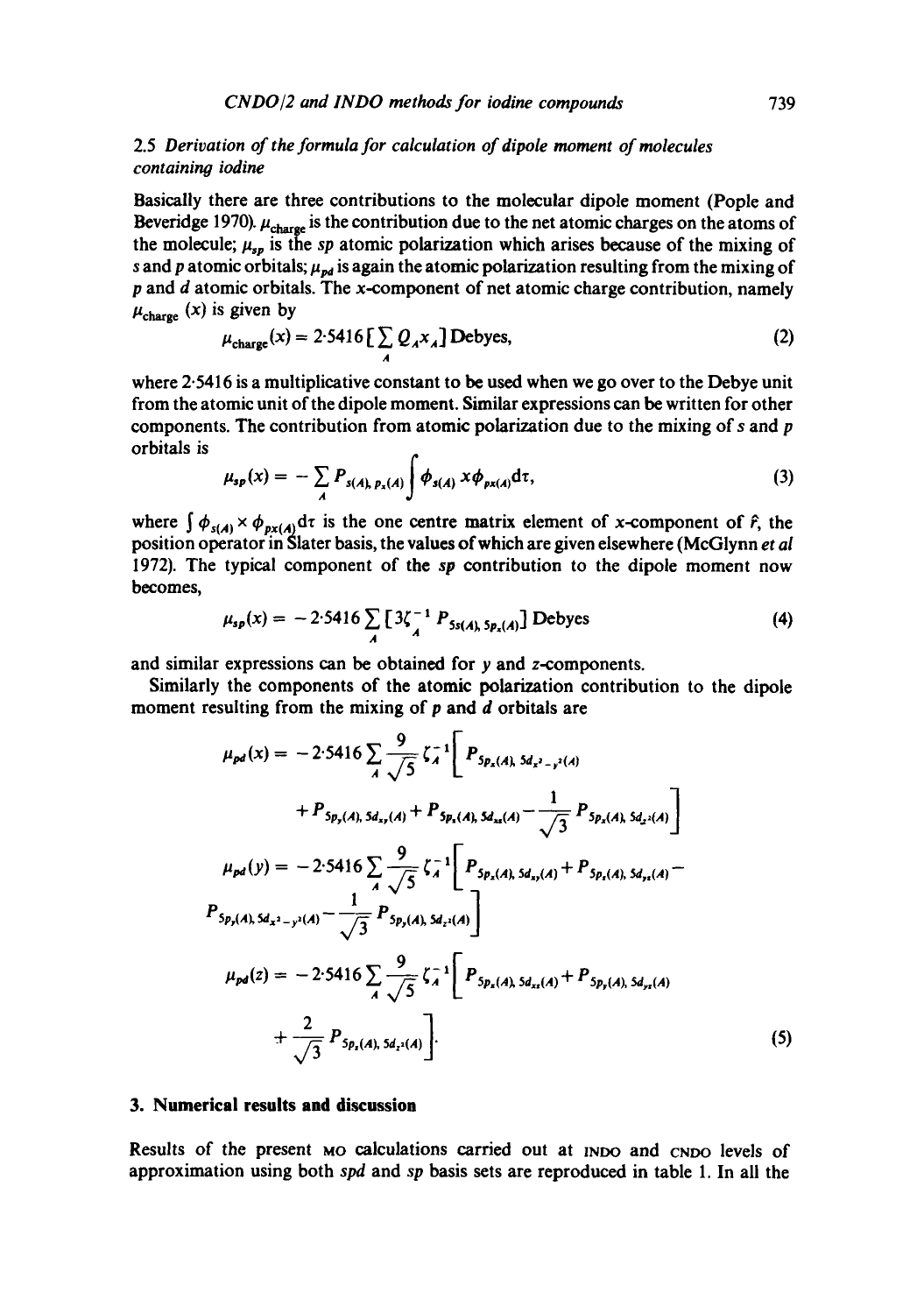### 2.5 *Derivation of the formula for calculation of dipole moment of molecules containing iodine*

Basically there are three contributions to the molecular dipole moment (Pople and Beveridge 1970). $\mu_{\text{charge}}$ is the contribution due to the net atomic charges on the atoms of the molecule; $\mu_{sp}$ is the $sp$ atomic polarization which arises because of the mixing of $s$ and $p$ atomic orbitals; $\mu_{pd}$ is again the atomic polarization resulting from the mixing of $p$ and $d$ atomic orbitals. The $x$-component of net atomic charge contribution, namely $\mu_{\text{charge}}(x)$ is given by

$$\mu_{\text{charge}}(x) = 2{\cdot}5416 \left[ \sum_A Q_A x_A \right] \text{Debyes}, \tag{2}$$

where 2·5416 is a multiplicative constant to be used when we go over to the Debye unit from the atomic unit of the dipole moment. Similar expressions can be written for other components. The contribution from atomic polarization due to the mixing of $s$ and $p$ orbitals is

$$\mu_{sp}(x) = -\sum_A P_{s(A),\, p_x(A)} \int \phi_{s(A)}\, x \phi_{px(A)} \mathrm{d}\tau, \tag{3}$$

where $\int \phi_{s(A)} \times \phi_{px(A)} \mathrm{d}\tau$ is the one centre matrix element of $x$-component of $\hat{r}$, the position operator in Slater basis, the values of which are given elsewhere (McGlynn *et al* 1972). The typical component of the $sp$ contribution to the dipole moment now becomes,

$$\mu_{sp}(x) = -2{\cdot}5416 \sum_A \left[ 3\zeta_A^{-1} P_{5s(A),\, 5p_x(A)} \right] \text{Debyes} \tag{4}$$

and similar expressions can be obtained for $y$ and $z$-components.

Similarly the components of the atomic polarization contribution to the dipole moment resulting from the mixing of $p$ and $d$ orbitals are

$$\mu_{pd}(x) = -2{\cdot}5416 \sum_A \frac{9}{\sqrt{5}} \zeta_A^{-1} \left[ P_{5p_x(A),\, 5d_{x^2-y^2}(A)} + P_{5p_y(A),\, 5d_{xy}(A)} + P_{5p_z(A),\, 5d_{xz}(A)} - \frac{1}{\sqrt{3}} P_{5p_x(A),\, 5d_{z^2}(A)} \right]$$

$$\mu_{pd}(y) = -2{\cdot}5416 \sum_A \frac{9}{\sqrt{5}} \zeta_A^{-1} \left[ P_{5p_x(A),\, 5d_{xy}(A)} + P_{5p_z(A),\, 5d_{yz}(A)} - P_{5p_y(A),\, 5d_{x^2-y^2}(A)} - \frac{1}{\sqrt{3}} P_{5p_y(A),\, 5d_{z^2}(A)} \right]$$

$$\mu_{pd}(z) = -2{\cdot}5416 \sum_A \frac{9}{\sqrt{5}} \zeta_A^{-1} \left[ P_{5p_x(A),\, 5d_{xz}(A)} + P_{5p_y(A),\, 5d_{yz}(A)} + \frac{2}{\sqrt{3}} P_{5p_z(A),\, 5d_{z^2}(A)} \right]. \tag{5}$$

## 3. Numerical results and discussion

Results of the present MO calculations carried out at INDO and CNDO levels of approximation using both $spd$ and $sp$ basis sets are reproduced in table 1. In all the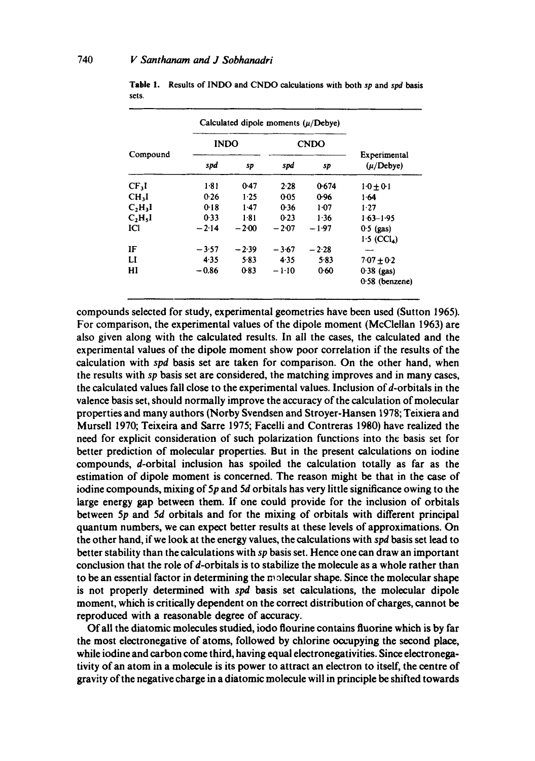**Table 1.** Results of INDO and CNDO calculations with both *sp* and *spd* basis sets.

| Compound | Calculated dipole moments ($\mu$/Debye) | | | | Experimental ($\mu$/Debye) |
|---|---|---|---|---|---|
| | INDO | | CNDO | | |
| | *spd* | *sp* | *spd* | *sp* | |
| $CF_3I$ | 1·81 | 0·47 | 2·28 | 0·674 | 1·0 ± 0·1 |
| $CH_3I$ | 0·26 | 1·25 | 0·05 | 0·96 | 1·64 |
| $C_2H_3I$ | 0·18 | 1·47 | 0·36 | 1·07 | 1·27 |
| $C_2H_5I$ | 0·33 | 1·81 | 0·23 | 1·36 | 1·63–1·95 |
| ICl | −2·14 | −2·00 | −2·07 | −1·97 | 0·5 (gas) 1·5 ($CCl_4$) |
| IF | −3·57 | −2·39 | −3·67 | −2·28 | — |
| LI | 4·35 | 5·83 | 4·35 | 5·83 | 7·07 ± 0·2 |
| HI | −0.86 | 0·83 | −1·10 | 0·60 | 0·38 (gas) 0·58 (benzene) |

compounds selected for study, experimental geometries have been used (Sutton 1965). For comparison, the experimental values of the dipole moment (McClellan 1963) are also given along with the calculated results. In all the cases, the calculated and the experimental values of the dipole moment show poor correlation if the results of the calculation with *spd* basis set are taken for comparison. On the other hand, when the results with *sp* basis set are considered, the matching improves and in many cases, the calculated values fall close to the experimental values. Inclusion of *d*-orbitals in the valence basis set, should normally improve the accuracy of the calculation of molecular properties and many authors (Norby Svendsen and Stroyer-Hansen 1978; Teixiera and Mursell 1970; Teixeira and Sarre 1975; Facelli and Contreras 1980) have realized the need for explicit consideration of such polarization functions into the basis set for better prediction of molecular properties. But in the present calculations on iodine compounds, *d*-orbital inclusion has spoiled the calculation totally as far as the estimation of dipole moment is concerned. The reason might be that in the case of iodine compounds, mixing of 5*p* and 5*d* orbitals has very little significance owing to the large energy gap between them. If one could provide for the inclusion of orbitals between 5*p* and 5*d* orbitals and for the mixing of orbitals with different principal quantum numbers, we can expect better results at these levels of approximations. On the other hand, if we look at the energy values, the calculations with *spd* basis set lead to better stability than the calculations with *sp* basis set. Hence one can draw an important conclusion that the role of *d*-orbitals is to stabilize the molecule as a whole rather than to be an essential factor in determining the molecular shape. Since the molecular shape is not properly determined with *spd* basis set calculations, the molecular dipole moment, which is critically dependent on the correct distribution of charges, cannot be reproduced with a reasonable degree of accuracy.

Of all the diatomic molecules studied, iodo flourine contains fluorine which is by far the most electronegative of atoms, followed by chlorine occupying the second place, while iodine and carbon come third, having equal electronegativities. Since electronegativity of an atom in a molecule is its power to attract an electron to itself, the centre of gravity of the negative charge in a diatomic molecule will in principle be shifted towards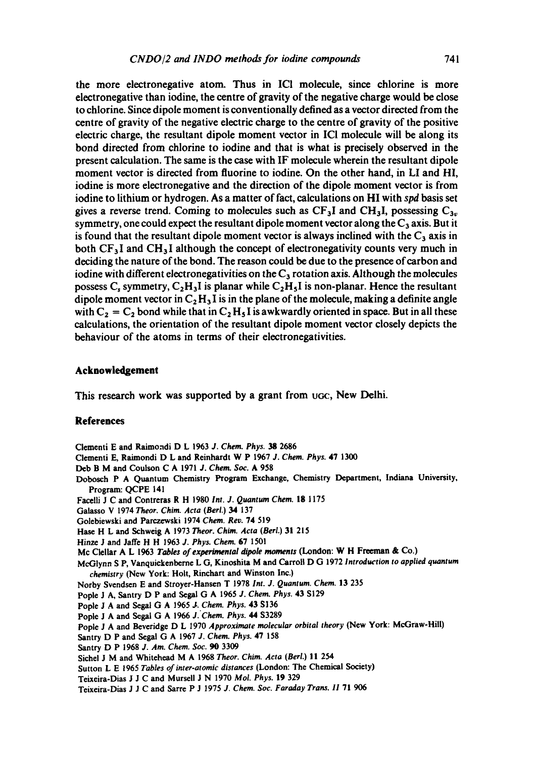the more electronegative atom. Thus in ICl molecule, since chlorine is more electronegative than iodine, the centre of gravity of the negative charge would be close to chlorine. Since dipole moment is conventionally defined as a vector directed from the centre of gravity of the negative electric charge to the centre of gravity of the positive electric charge, the resultant dipole moment vector in ICl molecule will be along its bond directed from chlorine to iodine and that is what is precisely observed in the present calculation. The same is the case with IF molecule wherein the resultant dipole moment vector is directed from fluorine to iodine. On the other hand, in LI and HI, iodine is more electronegative and the direction of the dipole moment vector is from iodine to lithium or hydrogen. As a matter of fact, calculations on HI with *spd* basis set gives a reverse trend. Coming to molecules such as $CF_3I$ and $CH_3I$, possessing $C_{3v}$ symmetry, one could expect the resultant dipole moment vector along the $C_3$ axis. But it is found that the resultant dipole moment vector is always inclined with the $C_3$ axis in both $CF_3I$ and $CH_3I$ although the concept of electronegativity counts very much in deciding the nature of the bond. The reason could be due to the presence of carbon and iodine with different electronegativities on the $C_3$ rotation axis. Although the molecules possess $C_s$ symmetry, $C_2H_3I$ is planar while $C_2H_5I$ is non-planar. Hence the resultant dipole moment vector in $C_2H_3I$ is in the plane of the molecule, making a definite angle with $C_2 = C_2$ bond while that in $C_2H_5I$ is awkwardly oriented in space. But in all these calculations, the orientation of the resultant dipole moment vector closely depicts the behaviour of the atoms in terms of their electronegativities.

## Acknowledgement

This research work was supported by a grant from UGC, New Delhi.

## References

Clementi E and Raimondi D L 1963 *J. Chem. Phys.* **38** 2686

Clementi E, Raimondi D L and Reinhardt W P 1967 *J. Chem. Phys.* **47** 1300

Deb B M and Coulson C A 1971 *J. Chem. Soc.* **A** 958

Dobosch P A Quantum Chemistry Program Exchange, Chemistry Department, Indiana University, Program: QCPE 141

Facelli J C and Contreras R H 1980 *Int. J. Quantum Chem.* **18** 1175

Galasso V 1974 *Theor. Chim. Acta (Berl.)* **34** 137

Golebiewski and Parczewski 1974 *Chem. Rev.* **74** 519

Hase H L and Schweig A 1973 *Theor. Chim. Acta (Berl.)* **31** 215

Hinze J and Jaffe H H 1963 *J. Phys. Chem.* **67** 1501

Mc Clellar A L 1963 *Tables of experimental dipole moments* (London: W H Freeman & Co.)

McGlynn S P, Vanquickenberne L G, Kinoshita M and Carroll D G 1972 *Introduction to applied quantum chemistry* (New York: Holt, Rinchart and Winston Inc.)

Norby Svendsen E and Stroyer-Hansen T 1978 *Int. J. Quantum. Chem.* **13** 235

Pople J A, Santry D P and Segal G A 1965 *J. Chem. Phys.* **43** S129

Pople J A and Segal G A 1965 *J. Chem. Phys.* **43** S136

Pople J A and Segal G A 1966 *J. Chem. Phys.* **44** S3289

Pople J A and Beveridge D L 1970 *Approximate molecular orbital theory* (New York: McGraw-Hill)

Santry D P and Segal G A 1967 *J. Chem. Phys.* **47** 158

Santry D P 1968 *J. Am. Chem. Soc.* **90** 3309

Sichel J M and Whitehead M A 1968 *Theor. Chim. Acta (Berl.)* **11** 254

Sutton L E 1965 *Tables of inter-atomic distances* (London: The Chemical Society)

Teixeira-Dias J J C and Mursell J N 1970 *Mol. Phys.* **19** 329

Teixeira-Dias J J C and Sarre P J 1975 *J. Chem. Soc. Faraday Trans. II* **71** 906